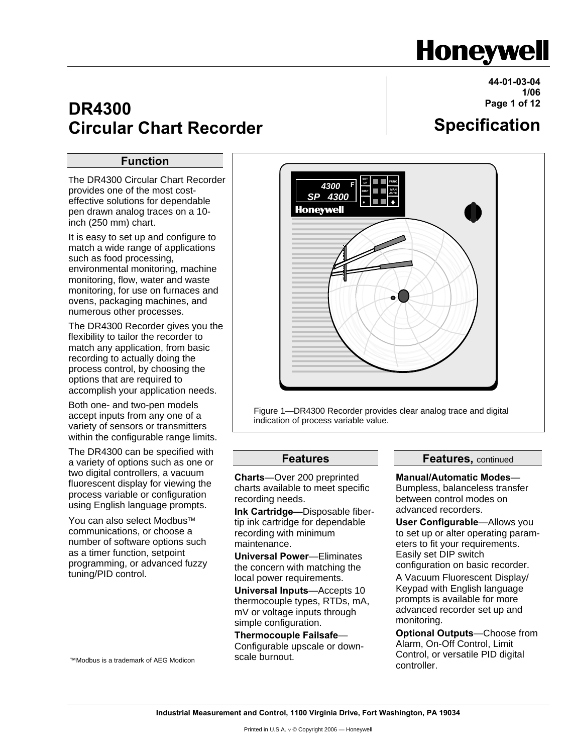# DR4300 Circular Chart Recorder

44-01-03-04
1/06

## Specification

## Function

The DR4300 Circular Chart Recorder provides one of the most cost-effective solutions for dependable pen drawn analog traces on a 10-inch (250 mm) chart.

It is easy to set up and configure to match a wide range of applications such as food processing, environmental monitoring, machine monitoring, flow, water and waste monitoring, for use on furnaces and ovens, packaging machines, and numerous other processes.

The DR4300 Recorder gives you the flexibility to tailor the recorder to match any application, from basic recording to actually doing the process control, by choosing the options that are required to accomplish your application needs.

Both one- and two-pen models accept inputs from any one of a variety of sensors or transmitters within the configurable range limits.

The DR4300 can be specified with a variety of options such as one or two digital controllers, a vacuum fluorescent display for viewing the process variable or configuration using English language prompts.

You can also select Modbus™ communications, or choose a number of software options such as a timer function, setpoint programming, or advanced fuzzy tuning/PID control.

™Modbus is a trademark of AEG Modicon

Figure 1—DR4300 Recorder provides clear analog trace and digital indication of process variable value.

## Features

**Charts**—Over 200 preprinted charts available to meet specific recording needs.

**Ink Cartridge—**Disposable fiber-tip ink cartridge for dependable recording with minimum maintenance.

**Universal Power**—Eliminates the concern with matching the local power requirements.

**Universal Inputs**—Accepts 10 thermocouple types, RTDs, mA, mV or voltage inputs through simple configuration.

**Thermocouple Failsafe**—Configurable upscale or down-scale burnout.

**Manual/Automatic Modes**—Bumpless, balanceless transfer between control modes on advanced recorders.

**User Configurable**—Allows you to set up or alter operating parameters to fit your requirements. Easily set DIP switch configuration on basic recorder.

A Vacuum Fluorescent Display/Keypad with English language prompts is available for more advanced recorder set up and monitoring.

**Optional Outputs**—Choose from Alarm, On-Off Control, Limit Control, or versatile PID digital controller.

Industrial Measurement and Control, 1100 Virginia Drive, Fort Washington, PA 19034

Printed in U.S.A. © Copyright 2006 — Honeywell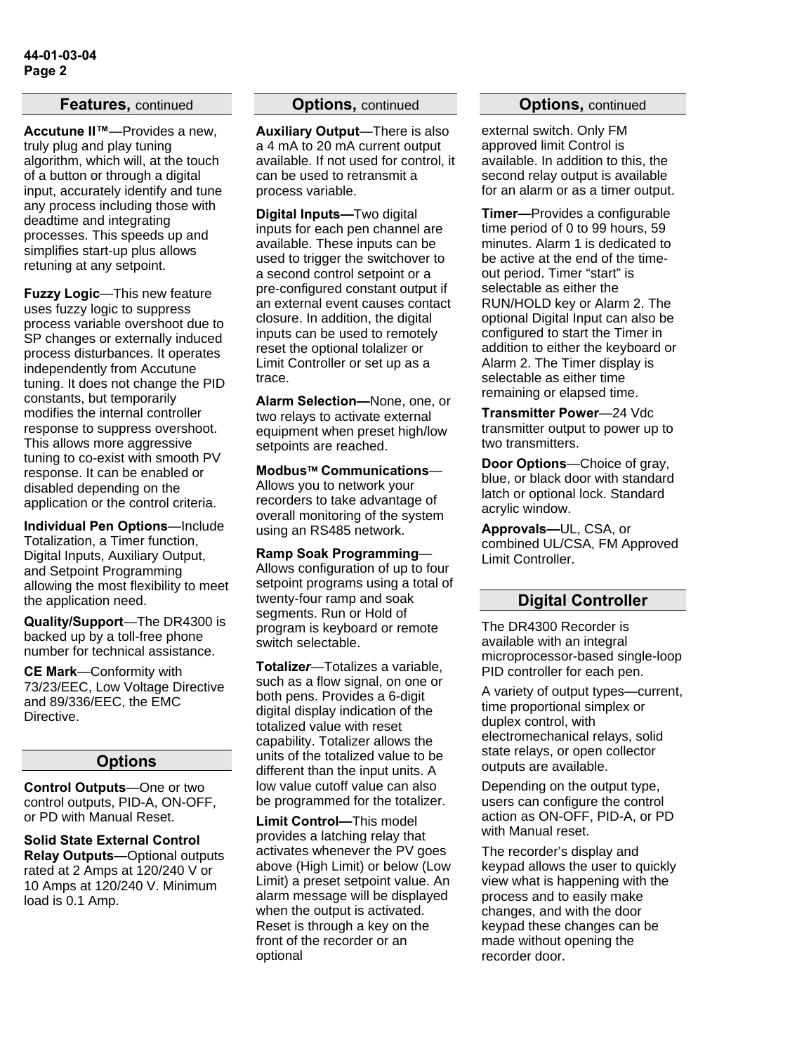## Features, continued

**Accutune II™**—Provides a new, truly plug and play tuning algorithm, which will, at the touch of a button or through a digital input, accurately identify and tune any process including those with deadtime and integrating processes. This speeds up and simplifies start-up plus allows retuning at any setpoint.

**Fuzzy Logic**—This new feature uses fuzzy logic to suppress process variable overshoot due to SP changes or externally induced process disturbances. It operates independently from Accutune tuning. It does not change the PID constants, but temporarily modifies the internal controller response to suppress overshoot. This allows more aggressive tuning to co-exist with smooth PV response. It can be enabled or disabled depending on the application or the control criteria.

**Individual Pen Options**—Include Totalization, a Timer function, Digital Inputs, Auxiliary Output, and Setpoint Programming allowing the most flexibility to meet the application need.

**Quality/Support**—The DR4300 is backed up by a toll-free phone number for technical assistance.

**CE Mark**—Conformity with 73/23/EEC, Low Voltage Directive and 89/336/EEC, the EMC Directive.

## Options

**Control Outputs**—One or two control outputs, PID-A, ON-OFF, or PD with Manual Reset.

**Solid State External Control Relay Outputs—**Optional outputs rated at 2 Amps at 120/240 V or 10 Amps at 120/240 V. Minimum load is 0.1 Amp.

**Auxiliary Output**—There is also a 4 mA to 20 mA current output available. If not used for control, it can be used to retransmit a process variable.

**Digital Inputs—**Two digital inputs for each pen channel are available. These inputs can be used to trigger the switchover to a second control setpoint or a pre-configured constant output if an external event causes contact closure. In addition, the digital inputs can be used to remotely reset the optional tolalizer or Limit Controller or set up as a trace.

**Alarm Selection—**None, one, or two relays to activate external equipment when preset high/low setpoints are reached.

**Modbus™ Communications**—Allows you to network your recorders to take advantage of overall monitoring of the system using an RS485 network.

**Ramp Soak Programming**—Allows configuration of up to four setpoint programs using a total of twenty-four ramp and soak segments. Run or Hold of program is keyboard or remote switch selectable.

**Totalizer**—Totalizes a variable, such as a flow signal, on one or both pens. Provides a 6-digit digital display indication of the totalized value with reset capability. Totalizer allows the units of the totalized value to be different than the input units. A low value cutoff value can also be programmed for the totalizer.

**Limit Control—**This model provides a latching relay that activates whenever the PV goes above (High Limit) or below (Low Limit) a preset setpoint value. An alarm message will be displayed when the output is activated. Reset is through a key on the front of the recorder or an optional external switch. Only FM approved limit Control is available. In addition to this, the second relay output is available for an alarm or as a timer output.

**Timer—**Provides a configurable time period of 0 to 99 hours, 59 minutes. Alarm 1 is dedicated to be active at the end of the time-out period. Timer "start" is selectable as either the RUN/HOLD key or Alarm 2. The optional Digital Input can also be configured to start the Timer in addition to either the keyboard or Alarm 2. The Timer display is selectable as either time remaining or elapsed time.

**Transmitter Power**—24 Vdc transmitter output to power up to two transmitters.

**Door Options**—Choice of gray, blue, or black door with standard latch or optional lock. Standard acrylic window.

**Approvals—**UL, CSA, or combined UL/CSA, FM Approved Limit Controller.

## Digital Controller

The DR4300 Recorder is available with an integral microprocessor-based single-loop PID controller for each pen.

A variety of output types—current, time proportional simplex or duplex control, with electromechanical relays, solid state relays, or open collector outputs are available.

Depending on the output type, users can configure the control action as ON-OFF, PID-A, or PD with Manual reset.

The recorder's display and keypad allows the user to quickly view what is happening with the process and to easily make changes, and with the door keypad these changes can be made without opening the recorder door.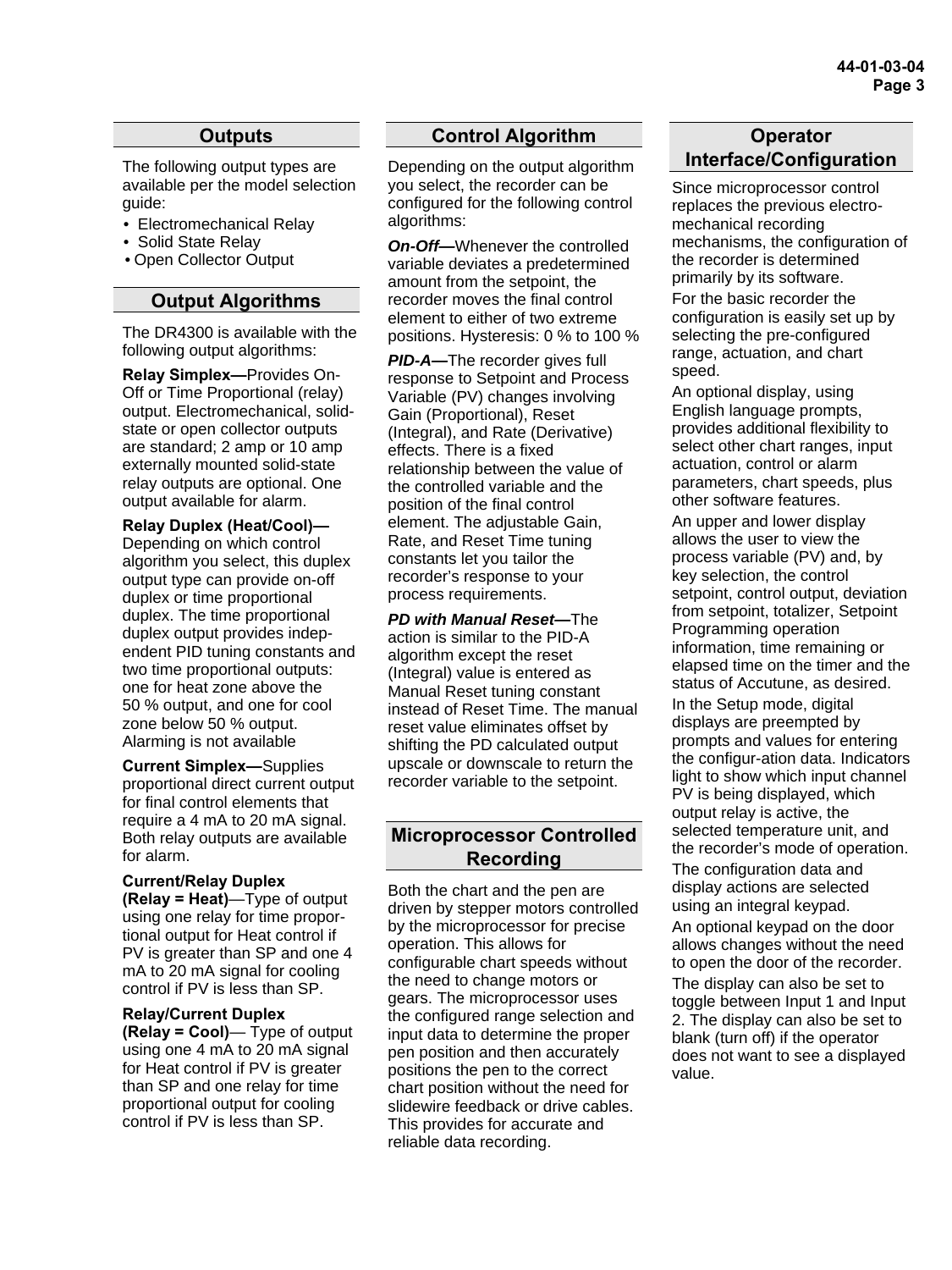## Outputs

The following output types are available per the model selection guide:

- Electromechanical Relay
- Solid State Relay
- Open Collector Output

## Output Algorithms

The DR4300 is available with the following output algorithms:

**Relay Simplex—**Provides On-Off or Time Proportional (relay) output. Electromechanical, solid-state or open collector outputs are standard; 2 amp or 10 amp externally mounted solid-state relay outputs are optional. One output available for alarm.

**Relay Duplex (Heat/Cool)—** Depending on which control algorithm you select, this duplex output type can provide on-off duplex or time proportional duplex. The time proportional duplex output provides independent PID tuning constants and two time proportional outputs: one for heat zone above the 50 % output, and one for cool zone below 50 % output. Alarming is not available

**Current Simplex—**Supplies proportional direct current output for final control elements that require a 4 mA to 20 mA signal. Both relay outputs are available for alarm.

**Current/Relay Duplex (Relay = Heat)**—Type of output using one relay for time proportional output for Heat control if PV is greater than SP and one 4 mA to 20 mA signal for cooling control if PV is less than SP.

**Relay/Current Duplex (Relay = Cool)**— Type of output using one 4 mA to 20 mA signal for Heat control if PV is greater than SP and one relay for time proportional output for cooling control if PV is less than SP.

## Control Algorithm

Depending on the output algorithm you select, the recorder can be configured for the following control algorithms:

***On-Off—***Whenever the controlled variable deviates a predetermined amount from the setpoint, the recorder moves the final control element to either of two extreme positions. Hysteresis: 0 % to 100 %

***PID-A—***The recorder gives full response to Setpoint and Process Variable (PV) changes involving Gain (Proportional), Reset (Integral), and Rate (Derivative) effects. There is a fixed relationship between the value of the controlled variable and the position of the final control element. The adjustable Gain, Rate, and Reset Time tuning constants let you tailor the recorder's response to your process requirements.

***PD with Manual Reset—***The action is similar to the PID-A algorithm except the reset (Integral) value is entered as Manual Reset tuning constant instead of Reset Time. The manual reset value eliminates offset by shifting the PD calculated output upscale or downscale to return the recorder variable to the setpoint.

## Microprocessor Controlled Recording

Both the chart and the pen are driven by stepper motors controlled by the microprocessor for precise operation. This allows for configurable chart speeds without the need to change motors or gears. The microprocessor uses the configured range selection and input data to determine the proper pen position and then accurately positions the pen to the correct chart position without the need for slidewire feedback or drive cables. This provides for accurate and reliable data recording.

## Operator Interface/Configuration

Since microprocessor control replaces the previous electro-mechanical recording mechanisms, the configuration of the recorder is determined primarily by its software.

For the basic recorder the configuration is easily set up by selecting the pre-configured range, actuation, and chart speed.

An optional display, using English language prompts, provides additional flexibility to select other chart ranges, input actuation, control or alarm parameters, chart speeds, plus other software features.

An upper and lower display allows the user to view the process variable (PV) and, by key selection, the control setpoint, control output, deviation from setpoint, totalizer, Setpoint Programming operation information, time remaining or elapsed time on the timer and the status of Accutune, as desired.

In the Setup mode, digital displays are preempted by prompts and values for entering the configur-ation data. Indicators light to show which input channel PV is being displayed, which output relay is active, the selected temperature unit, and the recorder's mode of operation.

The configuration data and display actions are selected using an integral keypad.

An optional keypad on the door allows changes without the need to open the door of the recorder.

The display can also be set to toggle between Input 1 and Input 2. The display can also be set to blank (turn off) if the operator does not want to see a displayed value.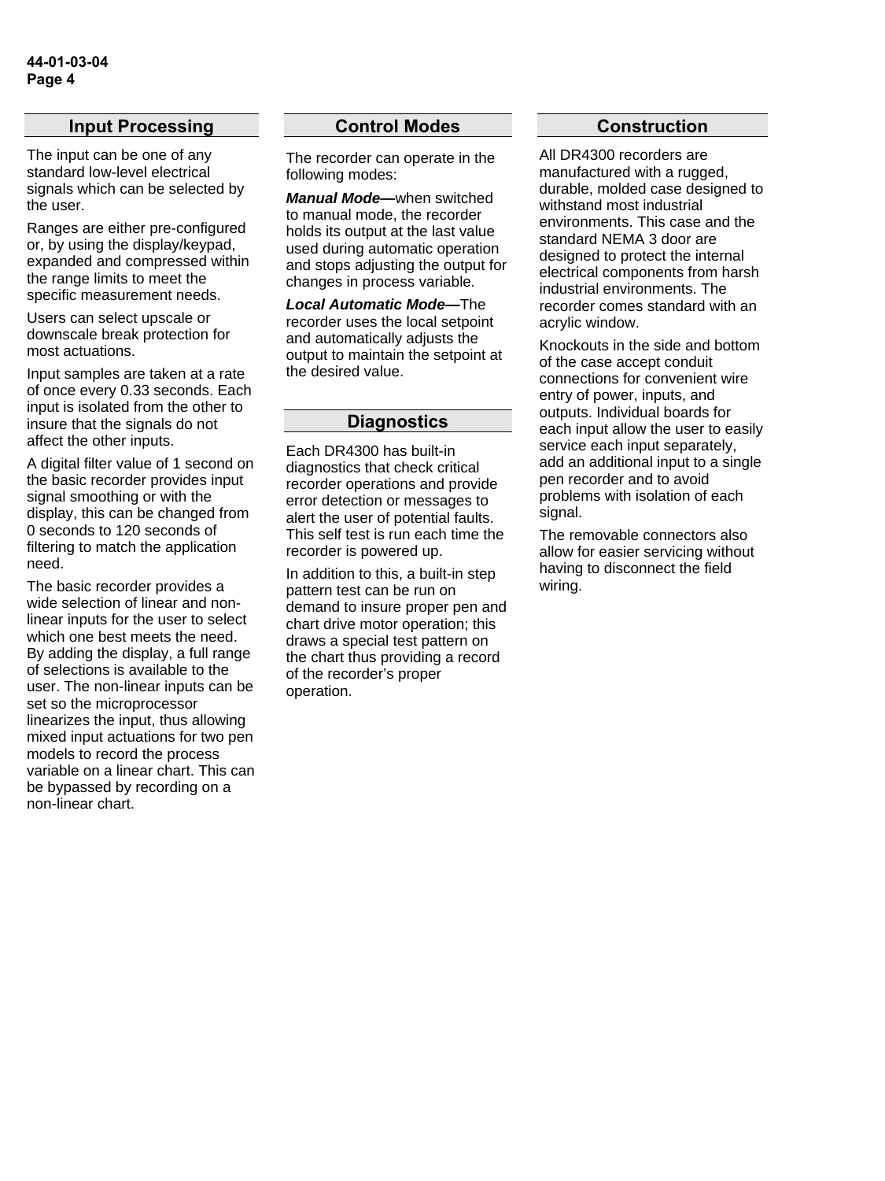## Input Processing

The input can be one of any standard low-level electrical signals which can be selected by the user.

Ranges are either pre-configured or, by using the display/keypad, expanded and compressed within the range limits to meet the specific measurement needs.

Users can select upscale or downscale break protection for most actuations.

Input samples are taken at a rate of once every 0.33 seconds. Each input is isolated from the other to insure that the signals do not affect the other inputs.

A digital filter value of 1 second on the basic recorder provides input signal smoothing or with the display, this can be changed from 0 seconds to 120 seconds of filtering to match the application need.

The basic recorder provides a wide selection of linear and non-linear inputs for the user to select which one best meets the need. By adding the display, a full range of selections is available to the user. The non-linear inputs can be set so the microprocessor linearizes the input, thus allowing mixed input actuations for two pen models to record the process variable on a linear chart. This can be bypassed by recording on a non-linear chart.

## Control Modes

The recorder can operate in the following modes:

***Manual Mode***—when switched to manual mode, the recorder holds its output at the last value used during automatic operation and stops adjusting the output for changes in process variable.

***Local Automatic Mode***—The recorder uses the local setpoint and automatically adjusts the output to maintain the setpoint at the desired value.

## Diagnostics

Each DR4300 has built-in diagnostics that check critical recorder operations and provide error detection or messages to alert the user of potential faults. This self test is run each time the recorder is powered up.

In addition to this, a built-in step pattern test can be run on demand to insure proper pen and chart drive motor operation; this draws a special test pattern on the chart thus providing a record of the recorder's proper operation.

## Construction

All DR4300 recorders are manufactured with a rugged, durable, molded case designed to withstand most industrial environments. This case and the standard NEMA 3 door are designed to protect the internal electrical components from harsh industrial environments. The recorder comes standard with an acrylic window.

Knockouts in the side and bottom of the case accept conduit connections for convenient wire entry of power, inputs, and outputs. Individual boards for each input allow the user to easily service each input separately, add an additional input to a single pen recorder and to avoid problems with isolation of each signal.

The removable connectors also allow for easier servicing without having to disconnect the field wiring.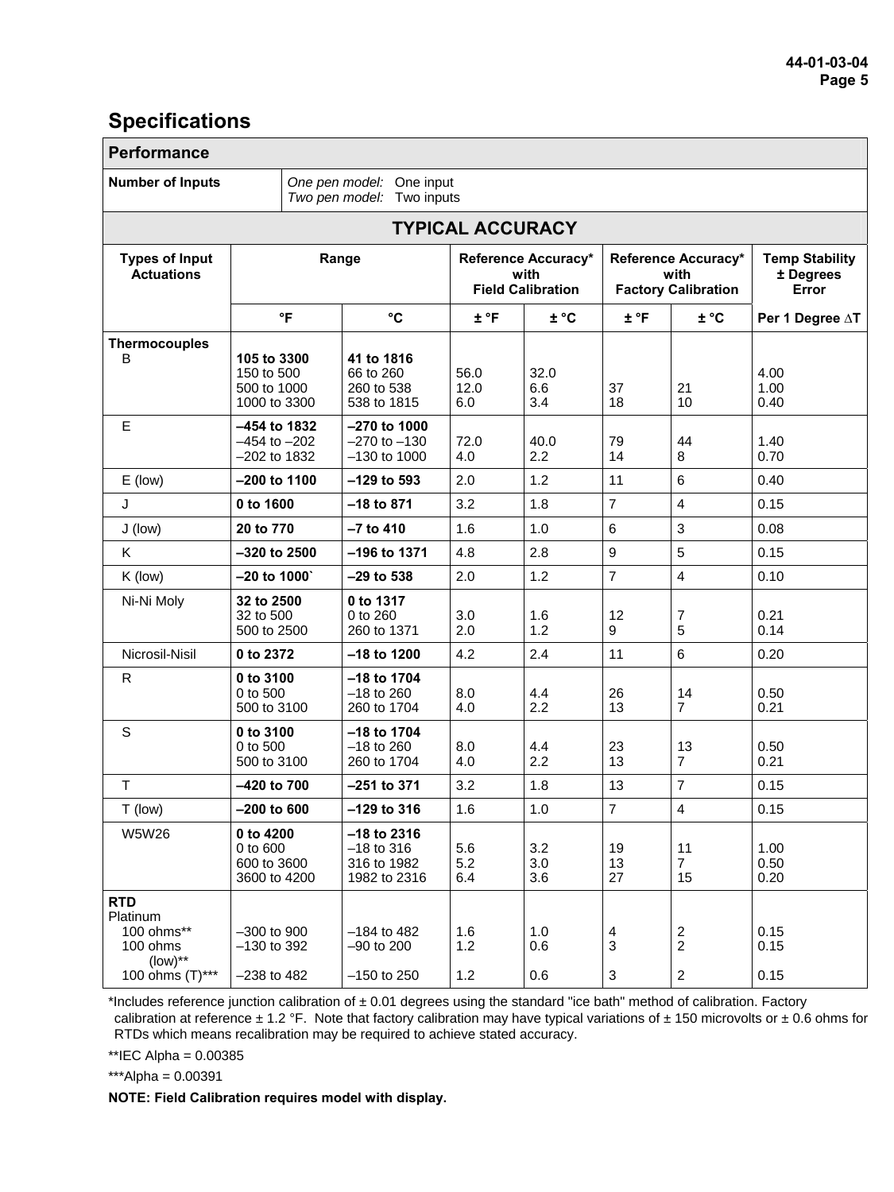## Specifications

| Performance | |
|---|---|
| **Number of Inputs** | *One pen model:* One input<br>*Two pen model:* Two inputs |

**TYPICAL ACCURACY**

| Types of Input Actuations | Range | | Reference Accuracy* with Field Calibration | | Reference Accuracy* with Factory Calibration | | Temp Stability ± Degrees Error |
|---|---|---|---|---|---|---|---|
| | °F | °C | ± °F | ± °C | ± °F | ± °C | Per 1 Degree ∆T |
| **Thermocouples** | | | | | | | |
| B | **105 to 3300** | **41 to 1816** | | | | | |
| | 150 to 500 | 66 to 260 | 56.0 | 32.0 | | | 4.00 |
| | 500 to 1000 | 260 to 538 | 12.0 | 6.6 | 37 | 21 | 1.00 |
| | 1000 to 3300 | 538 to 1815 | 6.0 | 3.4 | 18 | 10 | 0.40 |
| E | **–454 to 1832** | **–270 to 1000** | | | | | |
| | –454 to –202 | –270 to –130 | 72.0 | 40.0 | 79 | 44 | 1.40 |
| | –202 to 1832 | –130 to 1000 | 4.0 | 2.2 | 14 | 8 | 0.70 |
| E (low) | **–200 to 1100** | **–129 to 593** | 2.0 | 1.2 | 11 | 6 | 0.40 |
| J | **0 to 1600** | **–18 to 871** | 3.2 | 1.8 | 7 | 4 | 0.15 |
| J (low) | **20 to 770** | **–7 to 410** | 1.6 | 1.0 | 6 | 3 | 0.08 |
| K | **–320 to 2500** | **–196 to 1371** | 4.8 | 2.8 | 9 | 5 | 0.15 |
| K (low) | **–20 to 1000`** | **–29 to 538** | 2.0 | 1.2 | 7 | 4 | 0.10 |
| Ni-Ni Moly | **32 to 2500** | **0 to 1317** | | | | | |
| | 32 to 500 | 0 to 260 | 3.0 | 1.6 | 12 | 7 | 0.21 |
| | 500 to 2500 | 260 to 1371 | 2.0 | 1.2 | 9 | 5 | 0.14 |
| Nicrosil-Nisil | **0 to 2372** | **–18 to 1200** | 4.2 | 2.4 | 11 | 6 | 0.20 |
| R | **0 to 3100** | **–18 to 1704** | | | | | |
| | 0 to 500 | –18 to 260 | 8.0 | 4.4 | 26 | 14 | 0.50 |
| | 500 to 3100 | 260 to 1704 | 4.0 | 2.2 | 13 | 7 | 0.21 |
| S | **0 to 3100** | **–18 to 1704** | | | | | |
| | 0 to 500 | –18 to 260 | 8.0 | 4.4 | 23 | 13 | 0.50 |
| | 500 to 3100 | 260 to 1704 | 4.0 | 2.2 | 13 | 7 | 0.21 |
| T | **–420 to 700** | **–251 to 371** | 3.2 | 1.8 | 13 | 7 | 0.15 |
| T (low) | **–200 to 600** | **–129 to 316** | 1.6 | 1.0 | 7 | 4 | 0.15 |
| W5W26 | **0 to 4200** | **–18 to 2316** | | | | | |
| | 0 to 600 | –18 to 316 | 5.6 | 3.2 | 19 | 11 | 1.00 |
| | 600 to 3600 | 316 to 1982 | 5.2 | 3.0 | 13 | 7 | 0.50 |
| | 3600 to 4200 | 1982 to 2316 | 6.4 | 3.6 | 27 | 15 | 0.20 |
| **RTD** | | | | | | | |
| Platinum | | | | | | | |
| 100 ohms** | –300 to 900 | –184 to 482 | 1.6 | 1.0 | 4 | 2 | 0.15 |
| 100 ohms (low)** | –130 to 392 | –90 to 200 | 1.2 | 0.6 | 3 | 2 | 0.15 |
| 100 ohms (T)*** | –238 to 482 | –150 to 250 | 1.2 | 0.6 | 3 | 2 | 0.15 |

*Includes reference junction calibration of ± 0.01 degrees using the standard "ice bath" method of calibration. Factory calibration at reference ± 1.2 °F. Note that factory calibration may have typical variations of ± 150 microvolts or ± 0.6 ohms for RTDs which means recalibration may be required to achieve stated accuracy.

**IEC Alpha = 0.00385

***Alpha = 0.00391

**NOTE: Field Calibration requires model with display.**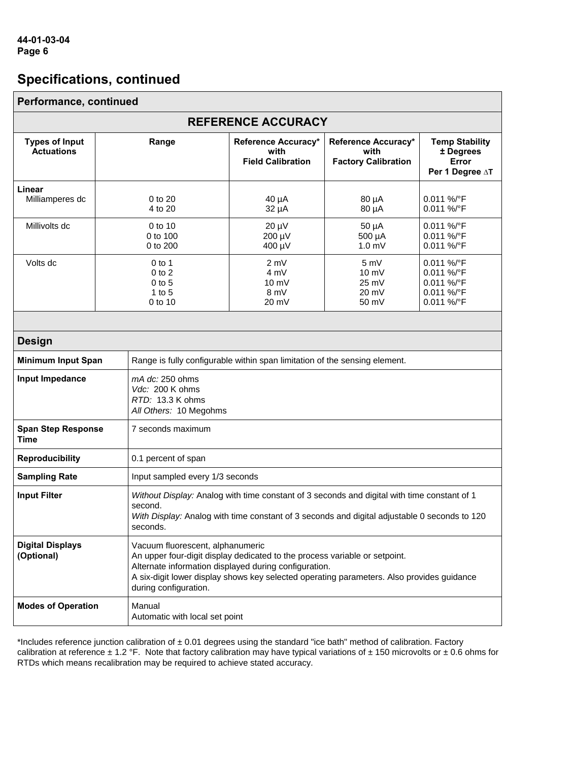## Specifications, continued

| Performance, continued | | | | |
|---|---|---|---|---|
| **REFERENCE ACCURACY** | | | | |
| **Types of Input Actuations** | **Range** | **Reference Accuracy* with Field Calibration** | **Reference Accuracy* with Factory Calibration** | **Temp Stability ± Degrees Error Per 1 Degree ∆T** |
| **Linear** Milliamperes dc | 0 to 20<br>4 to 20 | 40 µA<br>32 µA | 80 µA<br>80 µA | 0.011 %/°F<br>0.011 %/°F |
| Millivolts dc | 0 to 10<br>0 to 100<br>0 to 200 | 20 µV<br>200 µV<br>400 µV | 50 µA<br>500 µA<br>1.0 mV | 0.011 %/°F<br>0.011 %/°F<br>0.011 %/°F |
| Volts dc | 0 to 1<br>0 to 2<br>0 to 5<br>1 to 5<br>0 to 10 | 2 mV<br>4 mV<br>10 mV<br>8 mV<br>20 mV | 5 mV<br>10 mV<br>25 mV<br>20 mV<br>50 mV | 0.011 %/°F<br>0.011 %/°F<br>0.011 %/°F<br>0.011 %/°F<br>0.011 %/°F |

| Design | |
|---|---|
| **Minimum Input Span** | Range is fully configurable within span limitation of the sensing element. |
| **Input Impedance** | *mA dc:* 250 ohms<br>*Vdc:* 200 K ohms<br>*RTD:* 13.3 K ohms<br>*All Others:* 10 Megohms |
| **Span Step Response Time** | 7 seconds maximum |
| **Reproducibility** | 0.1 percent of span |
| **Sampling Rate** | Input sampled every 1/3 seconds |
| **Input Filter** | *Without Display:* Analog with time constant of 3 seconds and digital with time constant of 1 second.<br>*With Display:* Analog with time constant of 3 seconds and digital adjustable 0 seconds to 120 seconds. |
| **Digital Displays (Optional)** | Vacuum fluorescent, alphanumeric<br>An upper four-digit display dedicated to the process variable or setpoint.<br>Alternate information displayed during configuration.<br>A six-digit lower display shows key selected operating parameters. Also provides guidance during configuration. |
| **Modes of Operation** | Manual<br>Automatic with local set point |

*Includes reference junction calibration of ± 0.01 degrees using the standard "ice bath" method of calibration. Factory calibration at reference ± 1.2 °F. Note that factory calibration may have typical variations of ± 150 microvolts or ± 0.6 ohms for RTDs which means recalibration may be required to achieve stated accuracy.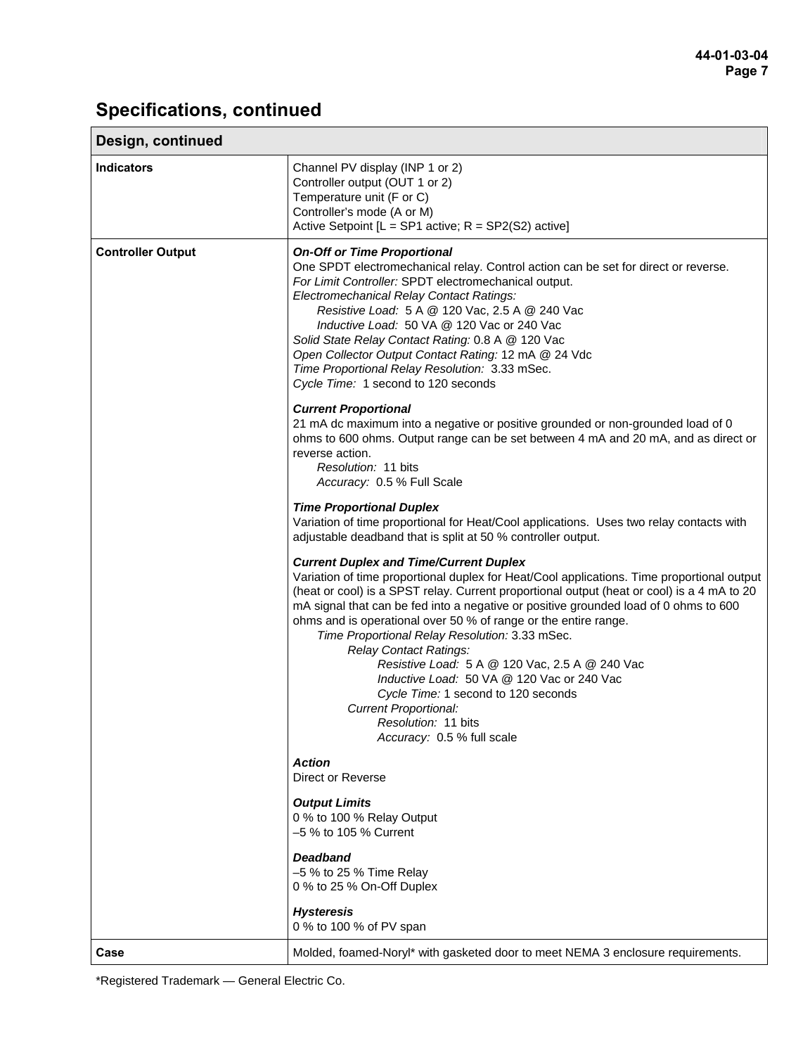## Specifications, continued

| Design, continued | |
|---|---|
| **Indicators** | Channel PV display (INP 1 or 2)<br>Controller output (OUT 1 or 2)<br>Temperature unit (F or C)<br>Controller's mode (A or M)<br>Active Setpoint [L = SP1 active; R = SP2(S2) active] |
| **Controller Output** | ***On-Off or Time Proportional***<br>One SPDT electromechanical relay. Control action can be set for direct or reverse.<br>*For Limit Controller:* SPDT electromechanical output.<br>*Electromechanical Relay Contact Ratings:*<br>*Resistive Load:* 5 A @ 120 Vac, 2.5 A @ 240 Vac<br>*Inductive Load:* 50 VA @ 120 Vac or 240 Vac<br>*Solid State Relay Contact Rating:* 0.8 A @ 120 Vac<br>*Open Collector Output Contact Rating:* 12 mA @ 24 Vdc<br>*Time Proportional Relay Resolution:* 3.33 mSec.<br>*Cycle Time:* 1 second to 120 seconds<br><br>***Current Proportional***<br>21 mA dc maximum into a negative or positive grounded or non-grounded load of 0 ohms to 600 ohms. Output range can be set between 4 mA and 20 mA, and as direct or reverse action.<br>*Resolution:* 11 bits<br>*Accuracy:* 0.5 % Full Scale<br><br>***Time Proportional Duplex***<br>Variation of time proportional for Heat/Cool applications. Uses two relay contacts with adjustable deadband that is split at 50 % controller output.<br><br>***Current Duplex and Time/Current Duplex***<br>Variation of time proportional duplex for Heat/Cool applications. Time proportional output (heat or cool) is a SPST relay. Current proportional output (heat or cool) is a 4 mA to 20 mA signal that can be fed into a negative or positive grounded load of 0 ohms to 600 ohms and is operational over 50 % of range or the entire range.<br>*Time Proportional Relay Resolution:* 3.33 mSec.<br>*Relay Contact Ratings:*<br>*Resistive Load:* 5 A @ 120 Vac, 2.5 A @ 240 Vac<br>*Inductive Load:* 50 VA @ 120 Vac or 240 Vac<br>*Cycle Time:* 1 second to 120 seconds<br>*Current Proportional:*<br>*Resolution:* 11 bits<br>*Accuracy:* 0.5 % full scale<br><br>***Action***<br>Direct or Reverse<br><br>***Output Limits***<br>0 % to 100 % Relay Output<br>–5 % to 105 % Current<br><br>***Deadband***<br>–5 % to 25 % Time Relay<br>0 % to 25 % On-Off Duplex<br><br>***Hysteresis***<br>0 % to 100 % of PV span |
| **Case** | Molded, foamed-Noryl* with gasketed door to meet NEMA 3 enclosure requirements. |

*Registered Trademark — General Electric Co.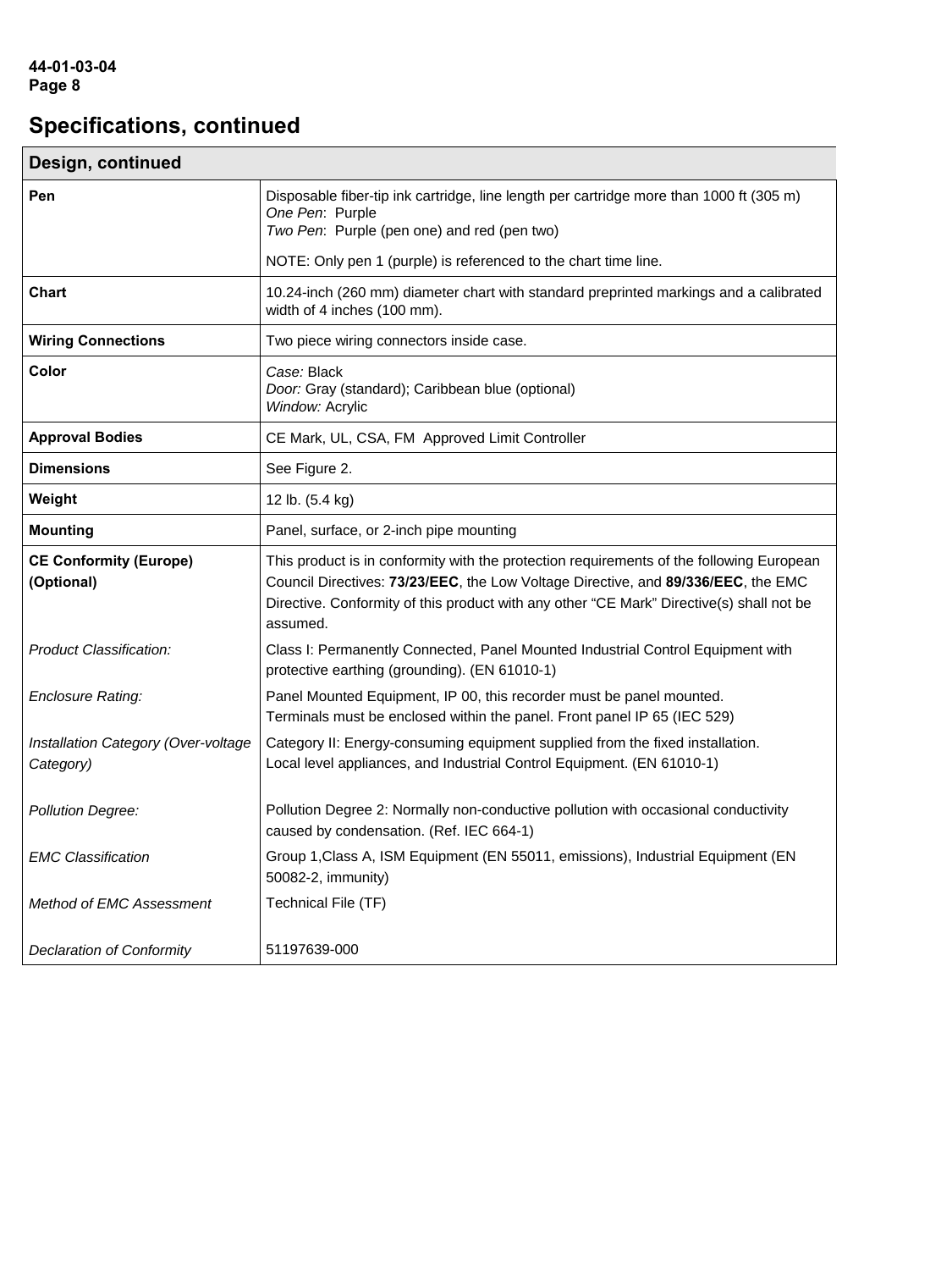## Specifications, continued

| Design, continued | |
|---|---|
| **Pen** | Disposable fiber-tip ink cartridge, line length per cartridge more than 1000 ft (305 m)<br>*One Pen*: Purple<br>*Two Pen*: Purple (pen one) and red (pen two)<br><br>NOTE: Only pen 1 (purple) is referenced to the chart time line. |
| **Chart** | 10.24-inch (260 mm) diameter chart with standard preprinted markings and a calibrated width of 4 inches (100 mm). |
| **Wiring Connections** | Two piece wiring connectors inside case. |
| **Color** | *Case:* Black<br>*Door:* Gray (standard); Caribbean blue (optional)<br>*Window:* Acrylic |
| **Approval Bodies** | CE Mark, UL, CSA, FM Approved Limit Controller |
| **Dimensions** | See Figure 2. |
| **Weight** | 12 lb. (5.4 kg) |
| **Mounting** | Panel, surface, or 2-inch pipe mounting |
| **CE Conformity (Europe) (Optional)** | This product is in conformity with the protection requirements of the following European Council Directives: **73/23/EEC**, the Low Voltage Directive, and **89/336/EEC**, the EMC Directive. Conformity of this product with any other "CE Mark" Directive(s) shall not be assumed. |
| *Product Classification:* | Class I: Permanently Connected, Panel Mounted Industrial Control Equipment with protective earthing (grounding). (EN 61010-1) |
| *Enclosure Rating:* | Panel Mounted Equipment, IP 00, this recorder must be panel mounted.<br>Terminals must be enclosed within the panel. Front panel IP 65 (IEC 529) |
| *Installation Category (Over-voltage Category)* | Category II: Energy-consuming equipment supplied from the fixed installation.<br>Local level appliances, and Industrial Control Equipment. (EN 61010-1) |
| *Pollution Degree:* | Pollution Degree 2: Normally non-conductive pollution with occasional conductivity caused by condensation. (Ref. IEC 664-1) |
| *EMC Classification* | Group 1,Class A, ISM Equipment (EN 55011, emissions), Industrial Equipment (EN 50082-2, immunity) |
| *Method of EMC Assessment* | Technical File (TF) |
| *Declaration of Conformity* | 51197639-000 |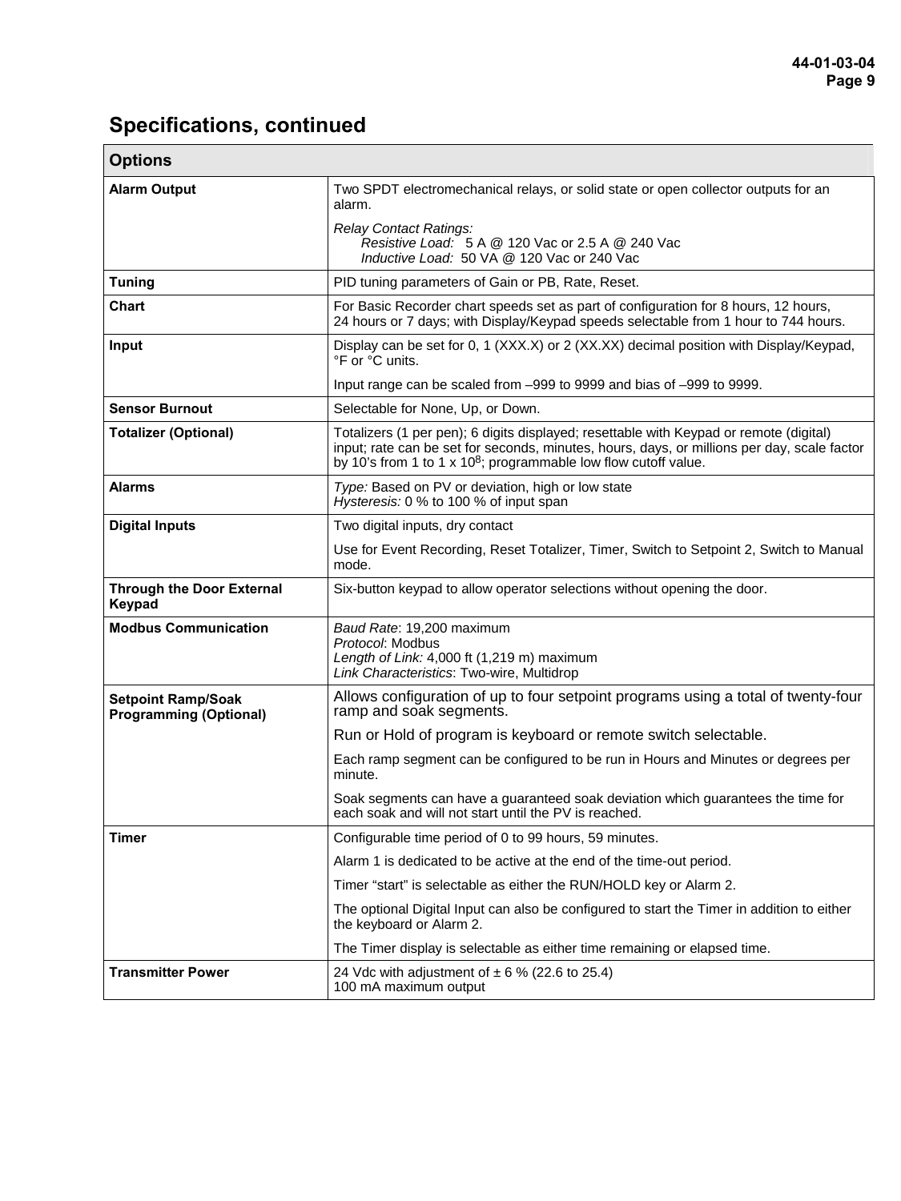## Specifications, continued

| Options | |
|---|---|
| **Alarm Output** | Two SPDT electromechanical relays, or solid state or open collector outputs for an alarm.<br><br>*Relay Contact Ratings:*<br>*Resistive Load:* 5 A @ 120 Vac or 2.5 A @ 240 Vac<br>*Inductive Load:* 50 VA @ 120 Vac or 240 Vac |
| **Tuning** | PID tuning parameters of Gain or PB, Rate, Reset. |
| **Chart** | For Basic Recorder chart speeds set as part of configuration for 8 hours, 12 hours, 24 hours or 7 days; with Display/Keypad speeds selectable from 1 hour to 744 hours. |
| **Input** | Display can be set for 0, 1 (XXX.X) or 2 (XX.XX) decimal position with Display/Keypad, °F or °C units.<br><br>Input range can be scaled from –999 to 9999 and bias of –999 to 9999. |
| **Sensor Burnout** | Selectable for None, Up, or Down. |
| **Totalizer (Optional)** | Totalizers (1 per pen); 6 digits displayed; resettable with Keypad or remote (digital) input; rate can be set for seconds, minutes, hours, days, or millions per day, scale factor by 10's from 1 to 1 x $10^8$; programmable low flow cutoff value. |
| **Alarms** | *Type:* Based on PV or deviation, high or low state<br>*Hysteresis:* 0 % to 100 % of input span |
| **Digital Inputs** | Two digital inputs, dry contact<br><br>Use for Event Recording, Reset Totalizer, Timer, Switch to Setpoint 2, Switch to Manual mode. |
| **Through the Door External Keypad** | Six-button keypad to allow operator selections without opening the door. |
| **Modbus Communication** | *Baud Rate*: 19,200 maximum<br>*Protocol*: Modbus<br>*Length of Link:* 4,000 ft (1,219 m) maximum<br>*Link Characteristics*: Two-wire, Multidrop |
| **Setpoint Ramp/Soak Programming (Optional)** | Allows configuration of up to four setpoint programs using a total of twenty-four ramp and soak segments.<br><br>Run or Hold of program is keyboard or remote switch selectable.<br><br>Each ramp segment can be configured to be run in Hours and Minutes or degrees per minute.<br><br>Soak segments can have a guaranteed soak deviation which guarantees the time for each soak and will not start until the PV is reached. |
| **Timer** | Configurable time period of 0 to 99 hours, 59 minutes.<br><br>Alarm 1 is dedicated to be active at the end of the time-out period.<br><br>Timer "start" is selectable as either the RUN/HOLD key or Alarm 2.<br><br>The optional Digital Input can also be configured to start the Timer in addition to either the keyboard or Alarm 2.<br><br>The Timer display is selectable as either time remaining or elapsed time. |
| **Transmitter Power** | 24 Vdc with adjustment of ± 6 % (22.6 to 25.4)<br>100 mA maximum output |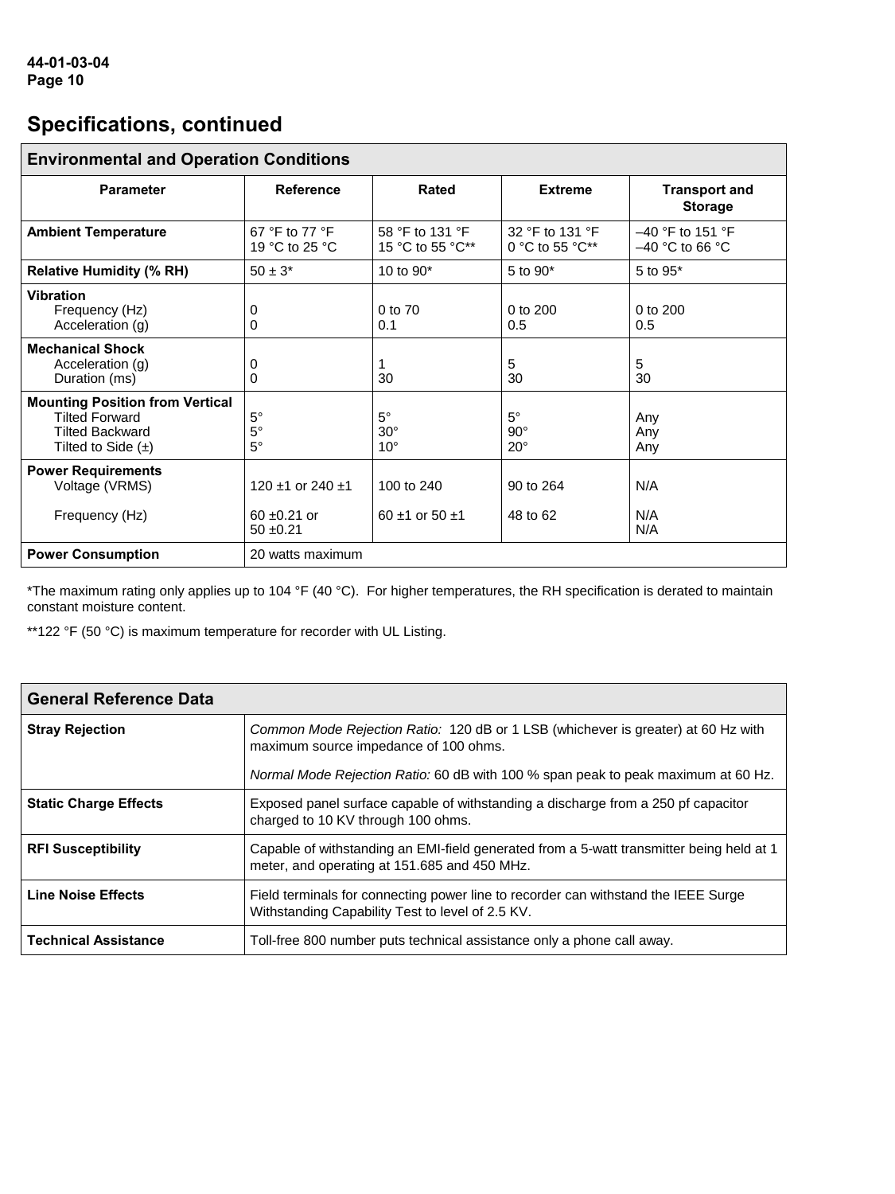## Specifications, continued

| Environmental and Operation Conditions | | | | |
|---|---|---|---|---|
| **Parameter** | **Reference** | **Rated** | **Extreme** | **Transport and Storage** |
| **Ambient Temperature** | 67 °F to 77 °F<br>19 °C to 25 °C | 58 °F to 131 °F<br>15 °C to 55 °C** | 32 °F to 131 °F<br>0 °C to 55 °C** | –40 °F to 151 °F<br>–40 °C to 66 °C |
| **Relative Humidity (% RH)** | 50 ± 3* | 10 to 90* | 5 to 90* | 5 to 95* |
| **Vibration** | | | | |
| Frequency (Hz) | 0 | 0 to 70 | 0 to 200 | 0 to 200 |
| Acceleration (g) | 0 | 0.1 | 0.5 | 0.5 |
| **Mechanical Shock** | | | | |
| Acceleration (g) | 0 | 1 | 5 | 5 |
| Duration (ms) | 0 | 30 | 30 | 30 |
| **Mounting Position from Vertical** | | | | |
| Tilted Forward | 5° | 5° | 5° | Any |
| Tilted Backward | 5° | 30° | 90° | Any |
| Tilted to Side (±) | 5° | 10° | 20° | Any |
| **Power Requirements** | | | | |
| Voltage (VRMS) | 120 ±1 or 240 ±1 | 100 to 240 | 90 to 264 | N/A |
| Frequency (Hz) | 60 ±0.21 or<br>50 ±0.21 | 60 ±1 or 50 ±1 | 48 to 62 | N/A<br>N/A |
| **Power Consumption** | 20 watts maximum | | | |

*The maximum rating only applies up to 104 °F (40 °C). For higher temperatures, the RH specification is derated to maintain constant moisture content.

**122 °F (50 °C) is maximum temperature for recorder with UL Listing.

| General Reference Data | |
|---|---|
| **Stray Rejection** | *Common Mode Rejection Ratio:* 120 dB or 1 LSB (whichever is greater) at 60 Hz with maximum source impedance of 100 ohms.<br><br>*Normal Mode Rejection Ratio:* 60 dB with 100 % span peak to peak maximum at 60 Hz. |
| **Static Charge Effects** | Exposed panel surface capable of withstanding a discharge from a 250 pf capacitor charged to 10 KV through 100 ohms. |
| **RFI Susceptibility** | Capable of withstanding an EMI-field generated from a 5-watt transmitter being held at 1 meter, and operating at 151.685 and 450 MHz. |
| **Line Noise Effects** | Field terminals for connecting power line to recorder can withstand the IEEE Surge Withstanding Capability Test to level of 2.5 KV. |
| **Technical Assistance** | Toll-free 800 number puts technical assistance only a phone call away. |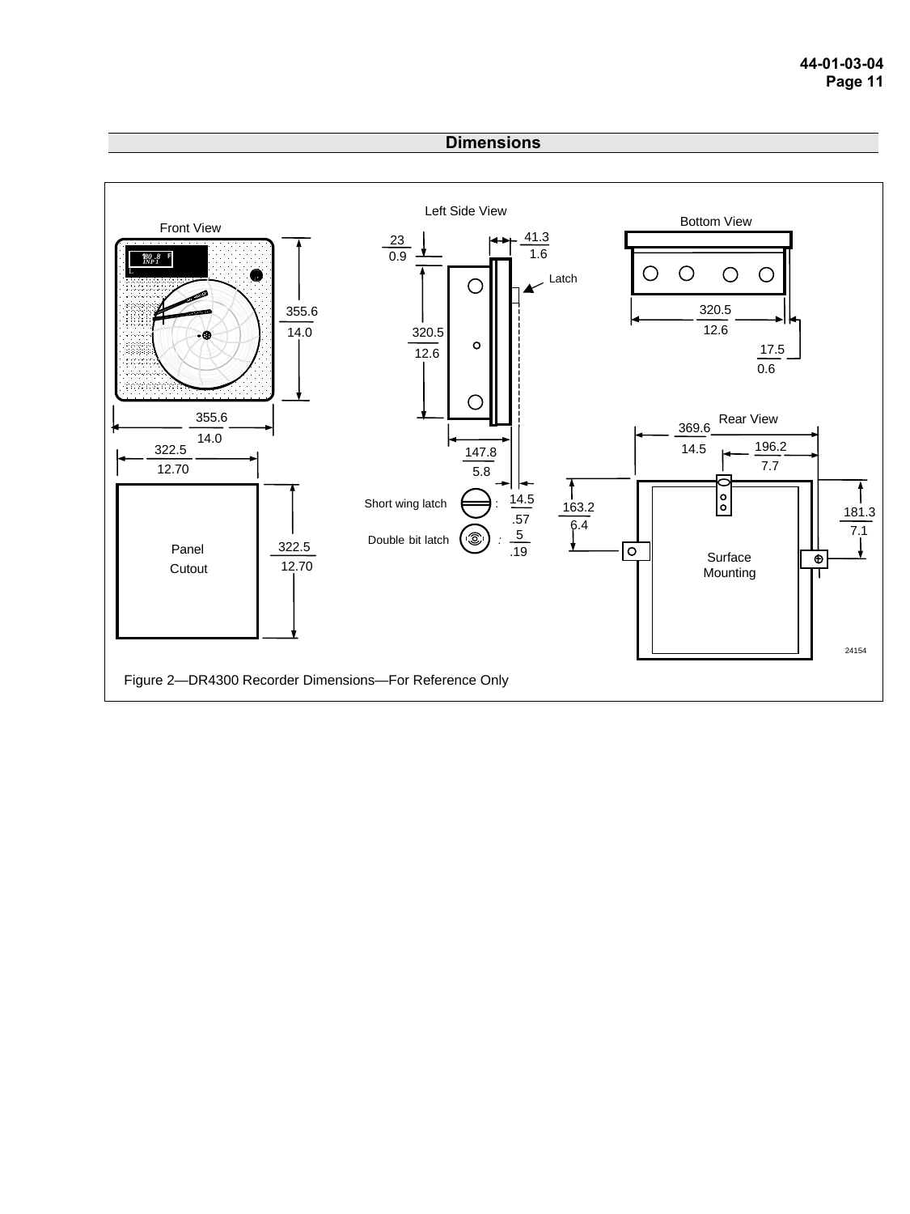## Dimensions

Figure 2—DR4300 Recorder Dimensions—For Reference Only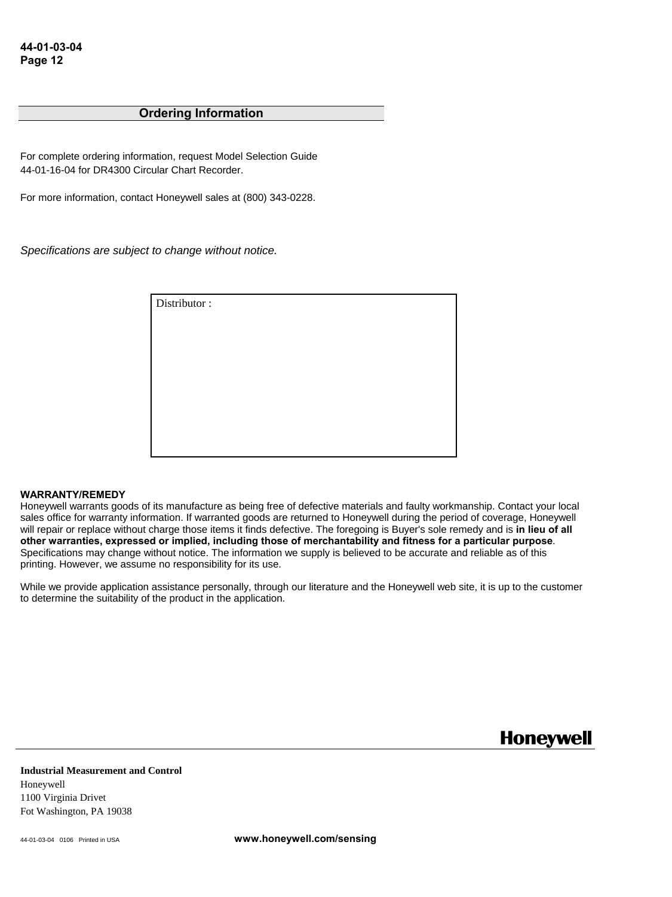## Ordering Information

For complete ordering information, request Model Selection Guide 44-01-16-04 for DR4300 Circular Chart Recorder.

For more information, contact Honeywell sales at (800) 343-0228.

*Specifications are subject to change without notice.*

Distributor :

**WARRANTY/REMEDY**
Honeywell warrants goods of its manufacture as being free of defective materials and faulty workmanship. Contact your local sales office for warranty information. If warranted goods are returned to Honeywell during the period of coverage, Honeywell will repair or replace without charge those items it finds defective. The foregoing is Buyer's sole remedy and is **in lieu of all other warranties, expressed or implied, including those of merchantability and fitness for a particular purpose**. Specifications may change without notice. The information we supply is believed to be accurate and reliable as of this printing. However, we assume no responsibility for its use.

While we provide application assistance personally, through our literature and the Honeywell web site, it is up to the customer to determine the suitability of the product in the application.

**Honeywell**

**Industrial Measurement and Control**
Honeywell
1100 Virginia Drivet
Fot Washington, PA 19038

44-01-03-04 0106 Printed in USA

**www.honeywell.com/sensing**